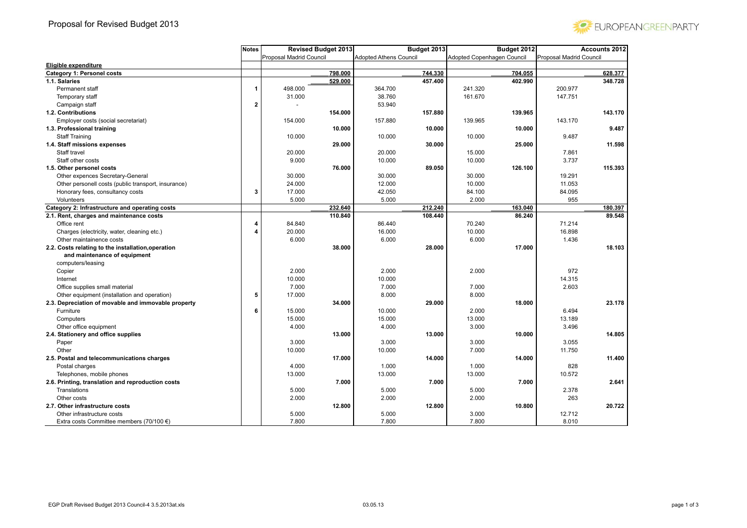# Proposal for Revised Budget 2013

EUROPEANGREENPARTY

| | Notes | Revised Budget 2013 | | Budget 2013 | | Budget 2012 | | Accounts 2012 | |
|---|---|---|---|---|---|---|---|---|---|
| | | Proposal Madrid Council | | Adopted Athens Council | | Adopted Copenhagen Council | | Proposal Madrid Council | |
| **Eligible expenditure** | | | | | | | | | |
| **Category 1: Personel costs** | | | **798.000** | | **744.330** | | **704.055** | | **628.377** |
| **1.1. Salaries** | | | **529.000** | | **457.400** | | **402.990** | | **348.728** |
| Permanent staff | 1 | 498.000 | | 364.700 | | 241.320 | | 200.977 | |
| Temporary staff | | 31.000 | | 38.760 | | 161.670 | | 147.751 | |
| Campaign staff | 2 | - | | 53.940 | | | | | |
| **1.2. Contributions** | | | **154.000** | | **157.880** | | **139.965** | | **143.170** |
| Employer costs (social secretariat) | | 154.000 | | 157.880 | | 139.965 | | 143.170 | |
| **1.3. Professional training** | | | **10.000** | | **10.000** | | **10.000** | | **9.487** |
| Staff Training | | 10.000 | | 10.000 | | 10.000 | | 9.487 | |
| **1.4. Staff missions expenses** | | | **29.000** | | **30.000** | | **25.000** | | **11.598** |
| Staff travel | | 20.000 | | 20.000 | | 15.000 | | 7.861 | |
| Staff other costs | | 9.000 | | 10.000 | | 10.000 | | 3.737 | |
| **1.5. Other personel costs** | | | **76.000** | | **89.050** | | **126.100** | | **115.393** |
| Other expences Secretary-General | | 30.000 | | 30.000 | | 30.000 | | 19.291 | |
| Other personell costs (public transport, insurance) | | 24.000 | | 12.000 | | 10.000 | | 11.053 | |
| Honorary fees, consultancy costs | 3 | 17.000 | | 42.050 | | 84.100 | | 84.095 | |
| Volunteers | | 5.000 | | 5.000 | | 2.000 | | 955 | |
| **Category 2: Infrastructure and operating costs** | | | **232.640** | | **212.240** | | **163.040** | | **180.397** |
| **2.1. Rent, charges and maintenance costs** | | | **110.840** | | **108.440** | | **86.240** | | **89.548** |
| Office rent | 4 | 84.840 | | 86.440 | | 70.240 | | 71.214 | |
| Charges (electricity, water, cleaning etc.) | 4 | 20.000 | | 16.000 | | 10.000 | | 16.898 | |
| Other maintainence costs | | 6.000 | | 6.000 | | 6.000 | | 1.436 | |
| **2.2. Costs relating to the installation,operation and maintenance of equipment** | | | **38.000** | | **28.000** | | **17.000** | | **18.103** |
| computers/leasing | | | | | | | | | |
| Copier | | 2.000 | | 2.000 | | 2.000 | | 972 | |
| Internet | | 10.000 | | 10.000 | | | | 14.315 | |
| Office supplies small material | | 7.000 | | 7.000 | | 7.000 | | 2.603 | |
| Other equipment (installation and operation) | 5 | 17.000 | | 8.000 | | 8.000 | | | |
| **2.3. Depreciation of movable and immovable property** | | | **34.000** | | **29.000** | | **18.000** | | **23.178** |
| Furniture | 6 | 15.000 | | 10.000 | | 2.000 | | 6.494 | |
| Computers | | 15.000 | | 15.000 | | 13.000 | | 13.189 | |
| Other office equipment | | 4.000 | | 4.000 | | 3.000 | | 3.496 | |
| **2.4. Stationery and office supplies** | | | **13.000** | | **13.000** | | **10.000** | | **14.805** |
| Paper | | 3.000 | | 3.000 | | 3.000 | | 3.055 | |
| Other | | 10.000 | | 10.000 | | 7.000 | | 11.750 | |
| **2.5. Postal and telecommunications charges** | | | **17.000** | | **14.000** | | **14.000** | | **11.400** |
| Postal charges | | 4.000 | | 1.000 | | 1.000 | | 828 | |
| Telephones, mobile phones | | 13.000 | | 13.000 | | 13.000 | | 10.572 | |
| **2.6. Printing, translation and reproduction costs** | | | **7.000** | | **7.000** | | **7.000** | | **2.641** |
| Translations | | 5.000 | | 5.000 | | 5.000 | | 2.378 | |
| Other costs | | 2.000 | | 2.000 | | 2.000 | | 263 | |
| **2.7. Other infrastructure costs** | | | **12.800** | | **12.800** | | **10.800** | | **20.722** |
| Other infrastructure costs | | 5.000 | | 5.000 | | 3.000 | | 12.712 | |
| Extra costs Committee members (70/100 €) | | 7.800 | | 7.800 | | 7.800 | | 8.010 | |

EGP Draft Revised Budget 2013 Council-4 3.5.2013at.xls 03.05.13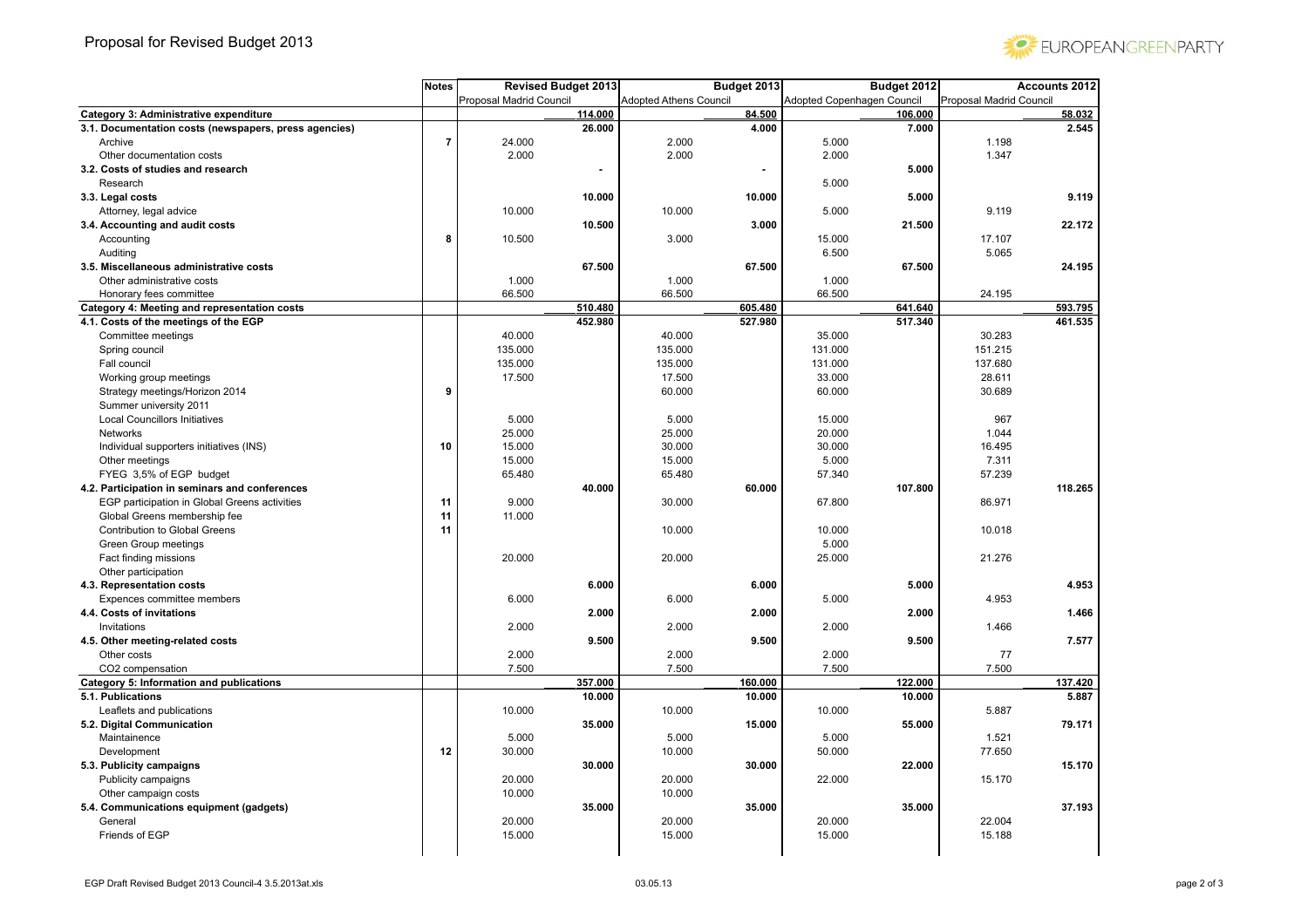# Proposal for Revised Budget 2013

| | Notes | Revised Budget 2013 | | Budget 2013 | | Budget 2012 | | Accounts 2012 | |
|---|---|---|---|---|---|---|---|---|---|
| | | Proposal Madrid Council | | Adopted Athens Council | | Adopted Copenhagen Council | | Proposal Madrid Council | |
| **Category 3: Administrative expenditure** | | | **114.000** | | **84.500** | | **106.000** | | **58.032** |
| **3.1. Documentation costs (newspapers, press agencies)** | | | **26.000** | | **4.000** | | **7.000** | | **2.545** |
| Archive | **7** | 24.000 | | 2.000 | | 5.000 | | 1.198 | |
| Other documentation costs | | 2.000 | | 2.000 | | 2.000 | | 1.347 | |
| **3.2. Costs of studies and research** | | | **-** | | **-** | | **5.000** | | |
| Research | | | | | | 5.000 | | | |
| **3.3. Legal costs** | | | **10.000** | | **10.000** | | **5.000** | | **9.119** |
| Attorney, legal advice | | 10.000 | | 10.000 | | 5.000 | | 9.119 | |
| **3.4. Accounting and audit costs** | | | **10.500** | | **3.000** | | **21.500** | | **22.172** |
| Accounting | **8** | 10.500 | | 3.000 | | 15.000 | | 17.107 | |
| Auditing | | | | | | 6.500 | | 5.065 | |
| **3.5. Miscellaneous administrative costs** | | | **67.500** | | **67.500** | | **67.500** | | **24.195** |
| Other administrative costs | | 1.000 | | 1.000 | | 1.000 | | | |
| Honorary fees committee | | 66.500 | | 66.500 | | 66.500 | | 24.195 | |
| **Category 4: Meeting and representation costs** | | | **510.480** | | **605.480** | | **641.640** | | **593.795** |
| **4.1. Costs of the meetings of the EGP** | | | **452.980** | | **527.980** | | **517.340** | | **461.535** |
| Committee meetings | | 40.000 | | 40.000 | | 35.000 | | 30.283 | |
| Spring council | | 135.000 | | 135.000 | | 131.000 | | 151.215 | |
| Fall council | | 135.000 | | 135.000 | | 131.000 | | 137.680 | |
| Working group meetings | | 17.500 | | 17.500 | | 33.000 | | 28.611 | |
| Strategy meetings/Horizon 2014 | **9** | | | 60.000 | | 60.000 | | 30.689 | |
| Summer university 2011 | | | | | | | | | |
| Local Councillors Initiatives | | 5.000 | | 5.000 | | 15.000 | | 967 | |
| Networks | | 25.000 | | 25.000 | | 20.000 | | 1.044 | |
| Individual supporters initiatives (INS) | **10** | 15.000 | | 30.000 | | 30.000 | | 16.495 | |
| Other meetings | | 15.000 | | 15.000 | | 5.000 | | 7.311 | |
| FYEG 3,5% of EGP budget | | 65.480 | | 65.480 | | 57.340 | | 57.239 | |
| **4.2. Participation in seminars and conferences** | | | **40.000** | | **60.000** | | **107.800** | | **118.265** |
| EGP participation in Global Greens activities | **11** | 9.000 | | 30.000 | | 67.800 | | 86.971 | |
| Global Greens membership fee | **11** | 11.000 | | | | | | | |
| Contribution to Global Greens | **11** | | | 10.000 | | 10.000 | | 10.018 | |
| Green Group meetings | | | | | | 5.000 | | | |
| Fact finding missions | | 20.000 | | 20.000 | | 25.000 | | 21.276 | |
| Other participation | | | | | | | | | |
| **4.3. Representation costs** | | | **6.000** | | **6.000** | | **5.000** | | **4.953** |
| Expences committee members | | 6.000 | | 6.000 | | 5.000 | | 4.953 | |
| **4.4. Costs of invitations** | | | **2.000** | | **2.000** | | **2.000** | | **1.466** |
| Invitations | | 2.000 | | 2.000 | | 2.000 | | 1.466 | |
| **4.5. Other meeting-related costs** | | | **9.500** | | **9.500** | | **9.500** | | **7.577** |
| Other costs | | 2.000 | | 2.000 | | 2.000 | | 77 | |
| CO2 compensation | | 7.500 | | 7.500 | | 7.500 | | 7.500 | |
| **Category 5: Information and publications** | | | **357.000** | | **160.000** | | **122.000** | | **137.420** |
| **5.1. Publications** | | | **10.000** | | **10.000** | | **10.000** | | **5.887** |
| Leaflets and publications | | 10.000 | | 10.000 | | 10.000 | | 5.887 | |
| **5.2. Digital Communication** | | | **35.000** | | **15.000** | | **55.000** | | **79.171** |
| Maintainence | | 5.000 | | 5.000 | | 5.000 | | 1.521 | |
| Development | **12** | 30.000 | | 10.000 | | 50.000 | | 77.650 | |
| **5.3. Publicity campaigns** | | | **30.000** | | **30.000** | | **22.000** | | **15.170** |
| Publicity campaigns | | 20.000 | | 20.000 | | 22.000 | | 15.170 | |
| Other campaign costs | | 10.000 | | 10.000 | | | | | |
| **5.4. Communications equipment (gadgets)** | | | **35.000** | | **35.000** | | **35.000** | | **37.193** |
| General | | 20.000 | | 20.000 | | 20.000 | | 22.004 | |
| Friends of EGP | | 15.000 | | 15.000 | | 15.000 | | 15.188 | |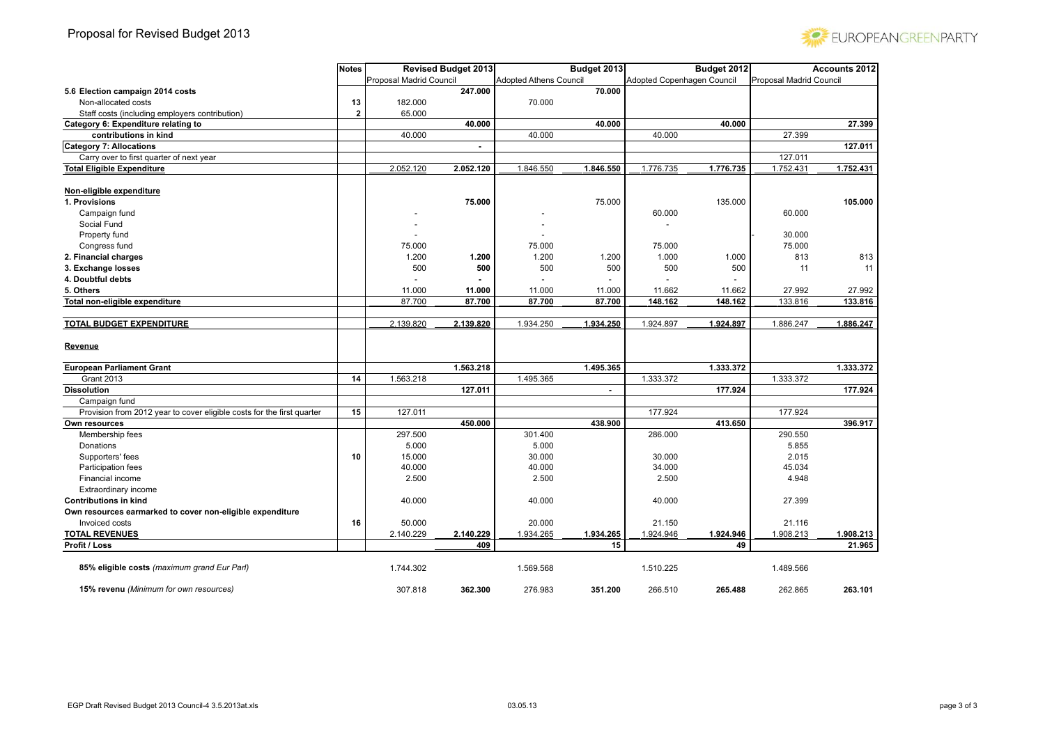# Proposal for Revised Budget 2013

| | Notes | Revised Budget 2013 | | Budget 2013 | | Budget 2012 | | Accounts 2012 | |
|---|---|---|---|---|---|---|---|---|---|
| | | Proposal Madrid Council | | Adopted Athens Council | | Adopted Copenhagen Council | | Proposal Madrid Council | |
| **5.6 Election campaign 2014 costs** | | | **247.000** | | **70.000** | | | | |
| Non-allocated costs | 13 | 182.000 | | 70.000 | | | | | |
| Staff costs (including employers contribution) | 2 | 65.000 | | | | | | | |
| **Category 6: Expenditure relating to** | | | **40.000** | | **40.000** | | **40.000** | | **27.399** |
| **contributions in kind** | | 40.000 | | 40.000 | | 40.000 | | 27.399 | |
| **Category 7: Allocations** | | | - | | | | | | **127.011** |
| Carry over to first quarter of next year | | | | | | | | 127.011 | |
| **Total Eligible Expenditure** | | 2.052.120 | **2.052.120** | 1.846.550 | **1.846.550** | 1.776.735 | **1.776.735** | 1.752.431 | **1.752.431** |
| | | | | | | | | | |
| **Non-eligible expenditure** | | | | | | | | | |
| **1. Provisions** | | | **75.000** | | 75.000 | | 135.000 | | **105.000** |
| Campaign fund | | - | | - | | 60.000 | | 60.000 | |
| Social Fund | | - | | - | | - | | | |
| Property fund | | - | | - | | | | 30.000 | |
| Congress fund | | 75.000 | | 75.000 | | 75.000 | | 75.000 | |
| **2. Financial charges** | | 1.200 | **1.200** | 1.200 | 1.200 | 1.000 | 1.000 | 813 | 813 |
| **3. Exchange losses** | | 500 | **500** | 500 | 500 | 500 | 500 | 11 | 11 |
| **4. Doubtful debts** | | - | - | - | - | - | - | | |
| **5. Others** | | 11.000 | **11.000** | 11.000 | 11.000 | 11.662 | 11.662 | 27.992 | 27.992 |
| **Total non-eligible expenditure** | | 87.700 | **87.700** | **87.700** | **87.700** | **148.162** | **148.162** | 133.816 | **133.816** |
| | | | | | | | | | |
| **TOTAL BUDGET EXPENDITURE** | | 2.139.820 | **2.139.820** | 1.934.250 | **1.934.250** | 1.924.897 | **1.924.897** | 1.886.247 | **1.886.247** |
| | | | | | | | | | |
| **Revenue** | | | | | | | | | |
| | | | | | | | | | |
| **European Parliament Grant** | | | **1.563.218** | | **1.495.365** | | **1.333.372** | | **1.333.372** |
| Grant 2013 | 14 | 1.563.218 | | 1.495.365 | | 1.333.372 | | 1.333.372 | |
| **Dissolution** | | | **127.011** | | - | | **177.924** | | **177.924** |
| Campaign fund | | | | | | | | | |
| Provision from 2012 year to cover eligible costs for the first quarter | 15 | 127.011 | | | | 177.924 | | 177.924 | |
| **Own resources** | | | **450.000** | | **438.900** | | **413.650** | | **396.917** |
| Membership fees | | 297.500 | | 301.400 | | 286.000 | | 290.550 | |
| Donations | | 5.000 | | 5.000 | | | | 5.855 | |
| Supporters' fees | 10 | 15.000 | | 30.000 | | 30.000 | | 2.015 | |
| Participation fees | | 40.000 | | 40.000 | | 34.000 | | 45.034 | |
| Financial income | | 2.500 | | 2.500 | | 2.500 | | 4.948 | |
| Extraordinary income | | | | | | | | | |
| **Contributions in kind** | | 40.000 | | 40.000 | | 40.000 | | 27.399 | |
| **Own resources earmarked to cover non-eligible expenditure** | | | | | | | | | |
| Invoiced costs | 16 | 50.000 | | 20.000 | | 21.150 | | 21.116 | |
| **TOTAL REVENUES** | | 2.140.229 | **2.140.229** | 1.934.265 | **1.934.265** | 1.924.946 | **1.924.946** | 1.908.213 | **1.908.213** |
| **Profit / Loss** | | | **409** | | **15** | | **49** | | **21.965** |
| | | | | | | | | | |
| **85% eligible costs** *(maximum grand Eur Parl)* | | 1.744.302 | | 1.569.568 | | 1.510.225 | | 1.489.566 | |
| **15% revenu** *(Minimum for own resources)* | | 307.818 | **362.300** | 276.983 | **351.200** | 266.510 | **265.488** | 262.865 | **263.101** |

EGP Draft Revised Budget 2013 Council-4 3.5.2013at.xls 03.05.13